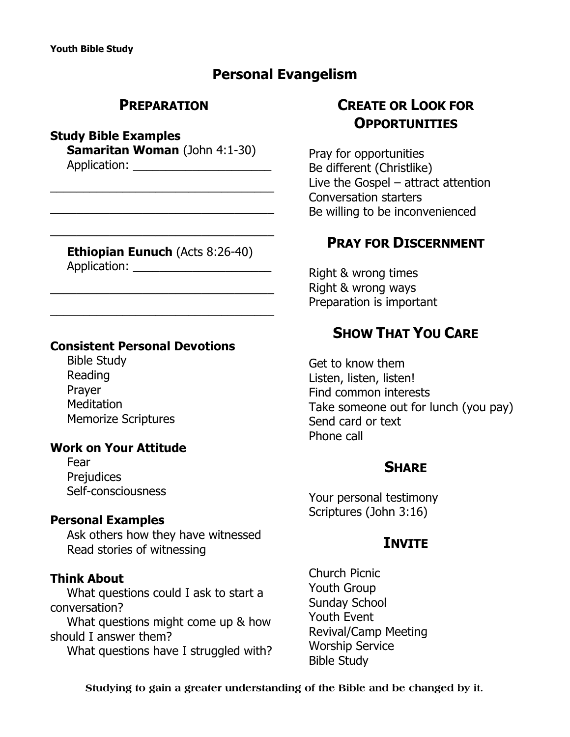Youth Bible Study

# Personal Evangelism

## Preparation

**Study Bible Examples**

**Samaritan Woman** (John 4:1-30)
Application: ____________________

__________________________________

__________________________________

__________________________________

**Ethiopian Eunuch** (Acts 8:26-40)
Application: ____________________

__________________________________

__________________________________

**Consistent Personal Devotions**

Bible Study
Reading
Prayer
Meditation
Memorize Scriptures

**Work on Your Attitude**

Fear
Prejudices
Self-consciousness

**Personal Examples**

Ask others how they have witnessed
Read stories of witnessing

**Think About**

What questions could I ask to start a conversation?
What questions might come up & how should I answer them?
What questions have I struggled with?

## Create or Look for Opportunities

Pray for opportunities
Be different (Christlike)
Live the Gospel – attract attention
Conversation starters
Be willing to be inconvenienced

## Pray for Discernment

Right & wrong times
Right & wrong ways
Preparation is important

## Show That You Care

Get to know them
Listen, listen, listen!
Find common interests
Take someone out for lunch (you pay)
Send card or text
Phone call

## Share

Your personal testimony
Scriptures (John 3:16)

## Invite

Church Picnic
Youth Group
Sunday School
Youth Event
Revival/Camp Meeting
Worship Service
Bible Study

Studying to gain a greater understanding of the Bible and be changed by it.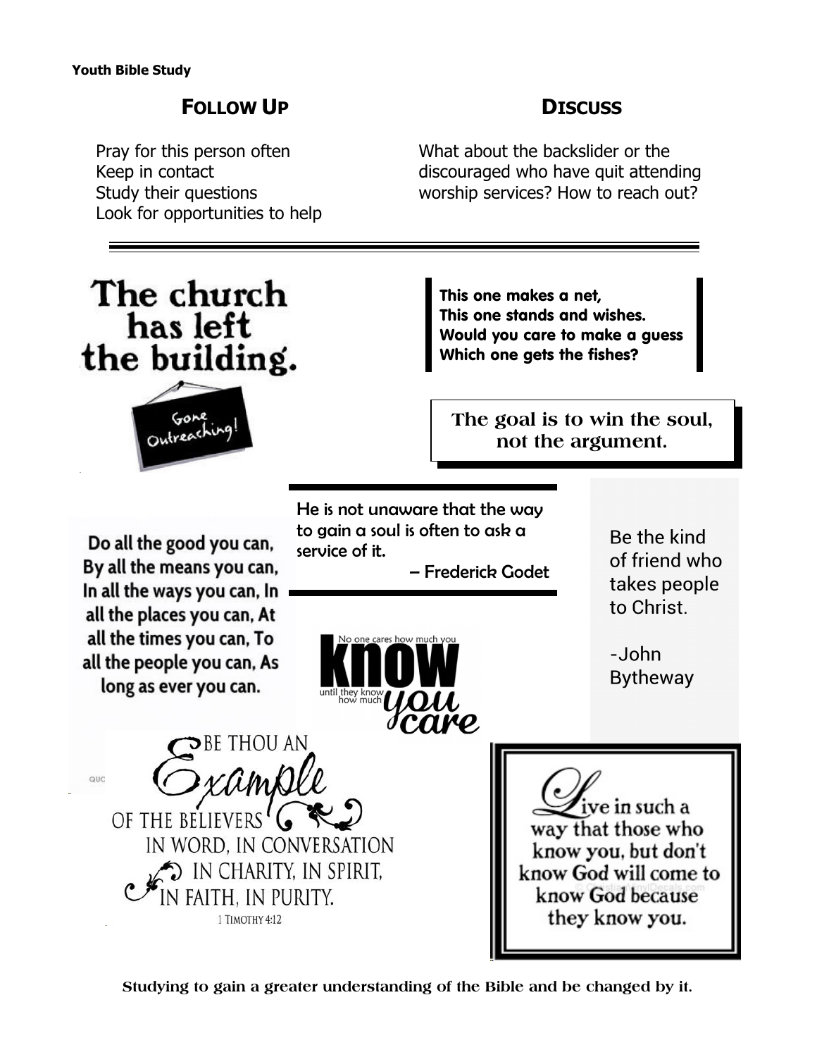Youth Bible Study

## Follow Up

Pray for this person often
Keep in contact
Study their questions
Look for opportunities to help

## Discuss

What about the backslider or the discouraged who have quit attending worship services? How to reach out?

---

The church has left the building.

Gone Outreaching!

**This one makes a net,**
**This one stands and wishes.**
**Would you care to make a guess**
**Which one gets the fishes?**

The goal is to win the soul, not the argument.

He is not unaware that the way to gain a soul is often to ask a service of it.
– Frederick Godet

Be the kind of friend who takes people to Christ.

-John Bytheway

Do all the good you can, By all the means you can, In all the ways you can, In all the places you can, At all the times you can, To all the people you can, As long as ever you can.

No one cares how much you know until they know how much you care

BE THOU AN Example OF THE BELIEVERS IN WORD, IN CONVERSATION IN CHARITY, IN SPIRIT, IN FAITH, IN PURITY.
1 Timothy 4:12

Live in such a way that those who know you, but don't know God will come to know God because they know you.

Studying to gain a greater understanding of the Bible and be changed by it.